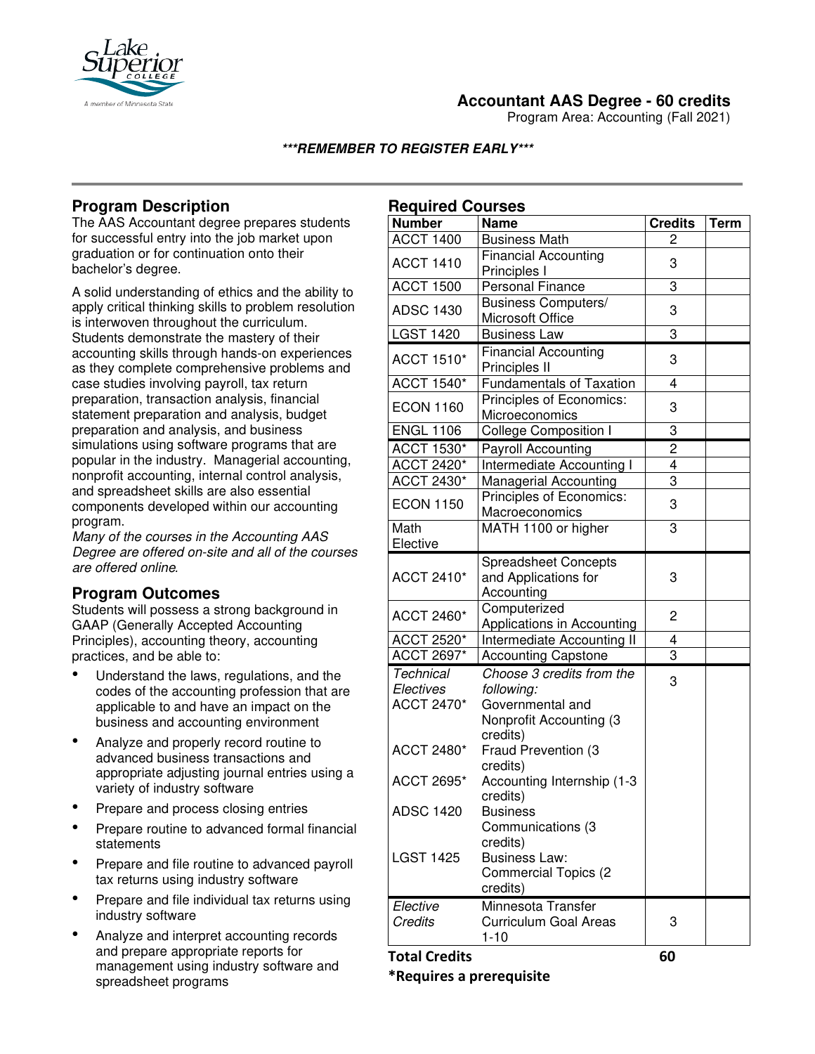# Accountant AAS Degree - 60 credits

Program Area: Accounting (Fall 2021)

***REMEMBER TO REGISTER EARLY***

## Program Description

The AAS Accountant degree prepares students for successful entry into the job market upon graduation or for continuation onto their bachelor's degree.

A solid understanding of ethics and the ability to apply critical thinking skills to problem resolution is interwoven throughout the curriculum. Students demonstrate the mastery of their accounting skills through hands-on experiences as they complete comprehensive problems and case studies involving payroll, tax return preparation, transaction analysis, financial statement preparation and analysis, budget preparation and analysis, and business simulations using software programs that are popular in the industry. Managerial accounting, nonprofit accounting, internal control analysis, and spreadsheet skills are also essential components developed within our accounting program.

*Many of the courses in the Accounting AAS Degree are offered on-site and all of the courses are offered online.*

## Program Outcomes

Students will possess a strong background in GAAP (Generally Accepted Accounting Principles), accounting theory, accounting practices, and be able to:

- Understand the laws, regulations, and the codes of the accounting profession that are applicable to and have an impact on the business and accounting environment
- Analyze and properly record routine to advanced business transactions and appropriate adjusting journal entries using a variety of industry software
- Prepare and process closing entries
- Prepare routine to advanced formal financial statements
- Prepare and file routine to advanced payroll tax returns using industry software
- Prepare and file individual tax returns using industry software
- Analyze and interpret accounting records and prepare appropriate reports for management using industry software and spreadsheet programs

## Required Courses

| Number | Name | Credits | Term |
|---|---|---|---|
| ACCT 1400 | Business Math | 2 | |
| ACCT 1410 | Financial Accounting Principles I | 3 | |
| ACCT 1500 | Personal Finance | 3 | |
| ADSC 1430 | Business Computers/ Microsoft Office | 3 | |
| LGST 1420 | Business Law | 3 | |
| ACCT 1510* | Financial Accounting Principles II | 3 | |
| ACCT 1540* | Fundamentals of Taxation | 4 | |
| ECON 1160 | Principles of Economics: Microeconomics | 3 | |
| ENGL 1106 | College Composition I | 3 | |
| ACCT 1530* | Payroll Accounting | 2 | |
| ACCT 2420* | Intermediate Accounting I | 4 | |
| ACCT 2430* | Managerial Accounting | 3 | |
| ECON 1150 | Principles of Economics: Macroeconomics | 3 | |
| Math Elective | MATH 1100 or higher | 3 | |
| ACCT 2410* | Spreadsheet Concepts and Applications for Accounting | 3 | |
| ACCT 2460* | Computerized Applications in Accounting | 2 | |
| ACCT 2520* | Intermediate Accounting II | 4 | |
| ACCT 2697* | Accounting Capstone | 3 | |
| *Technical Electives* | *Choose 3 credits from the following:* | 3 | |
| ACCT 2470* | Governmental and Nonprofit Accounting (3 credits) | | |
| ACCT 2480* | Fraud Prevention (3 credits) | | |
| ACCT 2695* | Accounting Internship (1-3 credits) | | |
| ADSC 1420 | Business Communications (3 credits) | | |
| LGST 1425 | Business Law: Commercial Topics (2 credits) | | |
| *Elective Credits* | Minnesota Transfer Curriculum Goal Areas 1-10 | 3 | |
| **Total Credits** | | **60** | |

***Requires a prerequisite**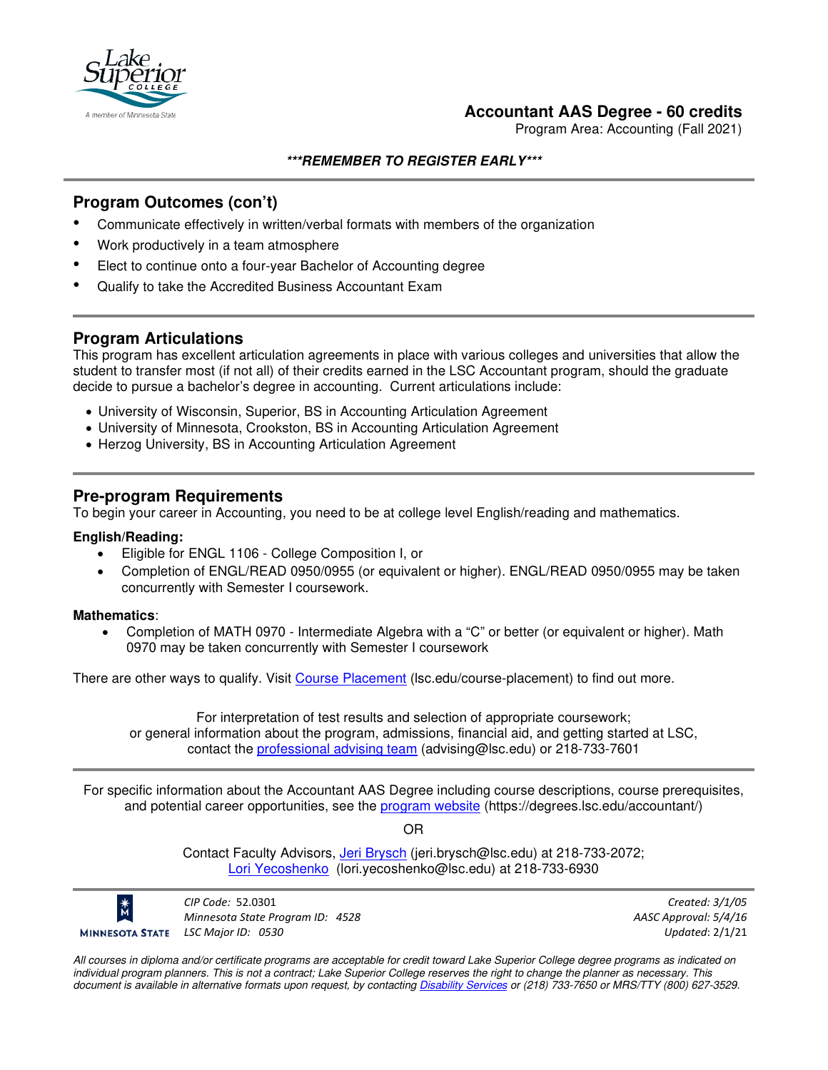**Accountant AAS Degree - 60 credits**
Program Area: Accounting (Fall 2021)

***\*\*\*REMEMBER TO REGISTER EARLY\*\*\****

## Program Outcomes (con't)

- Communicate effectively in written/verbal formats with members of the organization
- Work productively in a team atmosphere
- Elect to continue onto a four-year Bachelor of Accounting degree
- Qualify to take the Accredited Business Accountant Exam

## Program Articulations

This program has excellent articulation agreements in place with various colleges and universities that allow the student to transfer most (if not all) of their credits earned in the LSC Accountant program, should the graduate decide to pursue a bachelor's degree in accounting. Current articulations include:

- University of Wisconsin, Superior, BS in Accounting Articulation Agreement
- University of Minnesota, Crookston, BS in Accounting Articulation Agreement
- Herzog University, BS in Accounting Articulation Agreement

## Pre-program Requirements

To begin your career in Accounting, you need to be at college level English/reading and mathematics.

**English/Reading:**

- Eligible for ENGL 1106 - College Composition I, or
- Completion of ENGL/READ 0950/0955 (or equivalent or higher). ENGL/READ 0950/0955 may be taken concurrently with Semester I coursework.

**Mathematics**:

- Completion of MATH 0970 - Intermediate Algebra with a "C" or better (or equivalent or higher). Math 0970 may be taken concurrently with Semester I coursework

There are other ways to qualify. Visit Course Placement (lsc.edu/course-placement) to find out more.

For interpretation of test results and selection of appropriate coursework;
or general information about the program, admissions, financial aid, and getting started at LSC,
contact the professional advising team (advising@lsc.edu) or 218-733-7601

For specific information about the Accountant AAS Degree including course descriptions, course prerequisites, and potential career opportunities, see the program website (https://degrees.lsc.edu/accountant/)

OR

Contact Faculty Advisors, Jeri Brysch (jeri.brysch@lsc.edu) at 218-733-2072;
Lori Yecoshenko (lori.yecoshenko@lsc.edu) at 218-733-6930

*CIP Code:* 52.0301
*Minnesota State Program ID: 4528*
*LSC Major ID: 0530*

*Created: 3/1/05*
*AASC Approval: 5/4/16*
*Updated*: 2/1/21

*All courses in diploma and/or certificate programs are acceptable for credit toward Lake Superior College degree programs as indicated on individual program planners. This is not a contract; Lake Superior College reserves the right to change the planner as necessary. This document is available in alternative formats upon request, by contacting Disability Services or (218) 733-7650 or MRS/TTY (800) 627-3529.*